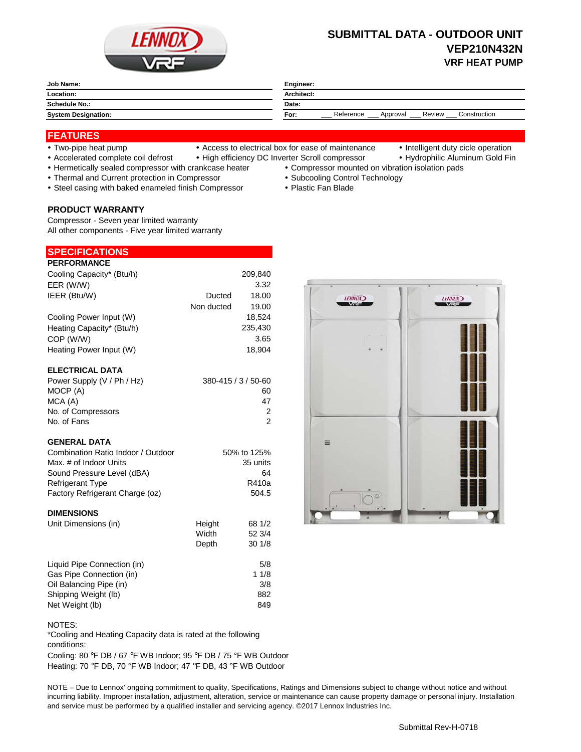# SUBMITTAL DATA - OUTDOOR UNIT
## VEP210N432N
### VRF HEAT PUMP

| | |
|---|---|
| **Job Name:** | **Engineer:** |
| **Location:** | **Architect:** |
| **Schedule No.:** | **Date:** |
| **System Designation:** | **For:** ___ Reference ___ Approval ___ Review ___ Construction |

## FEATURES

- Two-pipe heat pump
- Accelerated complete coil defrost
- Hermetically sealed compressor with crankcase heater
- Thermal and Current protection in Compressor
- Steel casing with baked enameled finish Compressor
- Access to electrical box for ease of maintenance
- High efficiency DC Inverter Scroll compressor
- Intelligent duty cicle operation
- Hydrophilic Aluminum Gold Fin
- Compressor mounted on vibration isolation pads
- Subcooling Control Technology
- Plastic Fan Blade

### PRODUCT WARRANTY

Compressor - Seven year limited warranty
All other components - Five year limited warranty

## SPECIFICATIONS

### PERFORMANCE

| | | |
|---|---|---|
| Cooling Capacity* (Btu/h) | | 209,840 |
| EER (W/W) | | 3.32 |
| IEER (Btu/W) | Ducted | 18.00 |
| | Non ducted | 19.00 |
| Cooling Power Input (W) | | 18,524 |
| Heating Capacity* (Btu/h) | | 235,430 |
| COP (W/W) | | 3.65 |
| Heating Power Input (W) | | 18,904 |

### ELECTRICAL DATA

| | |
|---|---|
| Power Supply (V / Ph / Hz) | 380-415 / 3 / 50-60 |
| MOCP (A) | 60 |
| MCA (A) | 47 |
| No. of Compressors | 2 |
| No. of Fans | 2 |

### GENERAL DATA

| | |
|---|---|
| Combination Ratio Indoor / Outdoor | 50% to 125% |
| Max. # of Indoor Units | 35 units |
| Sound Pressure Level (dBA) | 64 |
| Refrigerant Type | R410a |
| Factory Refrigerant Charge (oz) | 504.5 |

### DIMENSIONS

| | | |
|---|---|---|
| Unit Dimensions (in) | Height | 68 1/2 |
| | Width | 52 3/4 |
| | Depth | 30 1/8 |
| Liquid Pipe Connection (in) | | 5/8 |
| Gas Pipe Connection (in) | | 1 1/8 |
| Oil Balancing Pipe (in) | | 3/8 |
| Shipping Weight (lb) | | 882 |
| Net Weight (lb) | | 849 |

NOTES:
*Cooling and Heating Capacity data is rated at the following conditions:
Cooling: 80 °F DB / 67 °F WB Indoor; 95 °F DB / 75 °F WB Outdoor
Heating: 70 °F DB, 70 °F WB Indoor; 47 °F DB, 43 °F WB Outdoor

NOTE – Due to Lennox' ongoing commitment to quality, Specifications, Ratings and Dimensions subject to change without notice and without incurring liability. Improper installation, adjustment, alteration, service or maintenance can cause property damage or personal injury. Installation and service must be performed by a qualified installer and servicing agency. ©2017 Lennox Industries Inc.

Submittal Rev-H-0718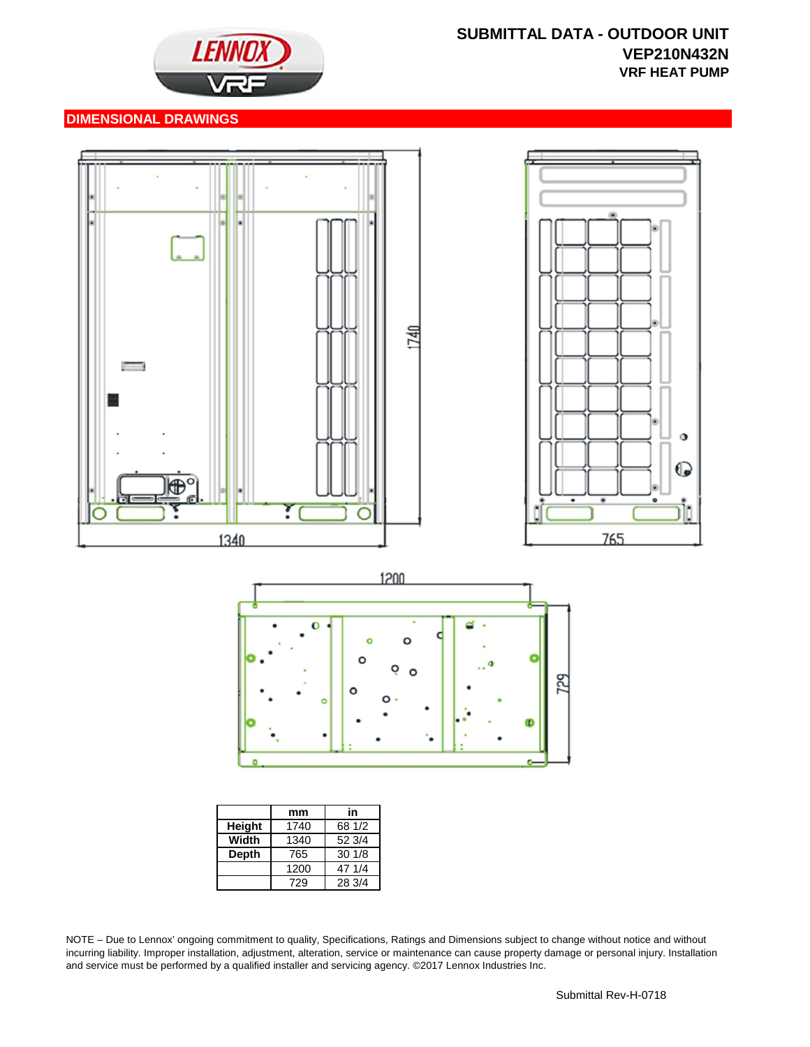# SUBMITTAL DATA - OUTDOOR UNIT
## VEP210N432N
### VRF HEAT PUMP

## DIMENSIONAL DRAWINGS

1740

1340

765

1200

729

| | mm | in |
|---|---|---|
| **Height** | 1740 | 68 1/2 |
| **Width** | 1340 | 52 3/4 |
| **Depth** | 765 | 30 1/8 |
| | 1200 | 47 1/4 |
| | 729 | 28 3/4 |

NOTE – Due to Lennox' ongoing commitment to quality, Specifications, Ratings and Dimensions subject to change without notice and without incurring liability. Improper installation, adjustment, alteration, service or maintenance can cause property damage or personal injury. Installation and service must be performed by a qualified installer and servicing agency. ©2017 Lennox Industries Inc.

Submittal Rev-H-0718